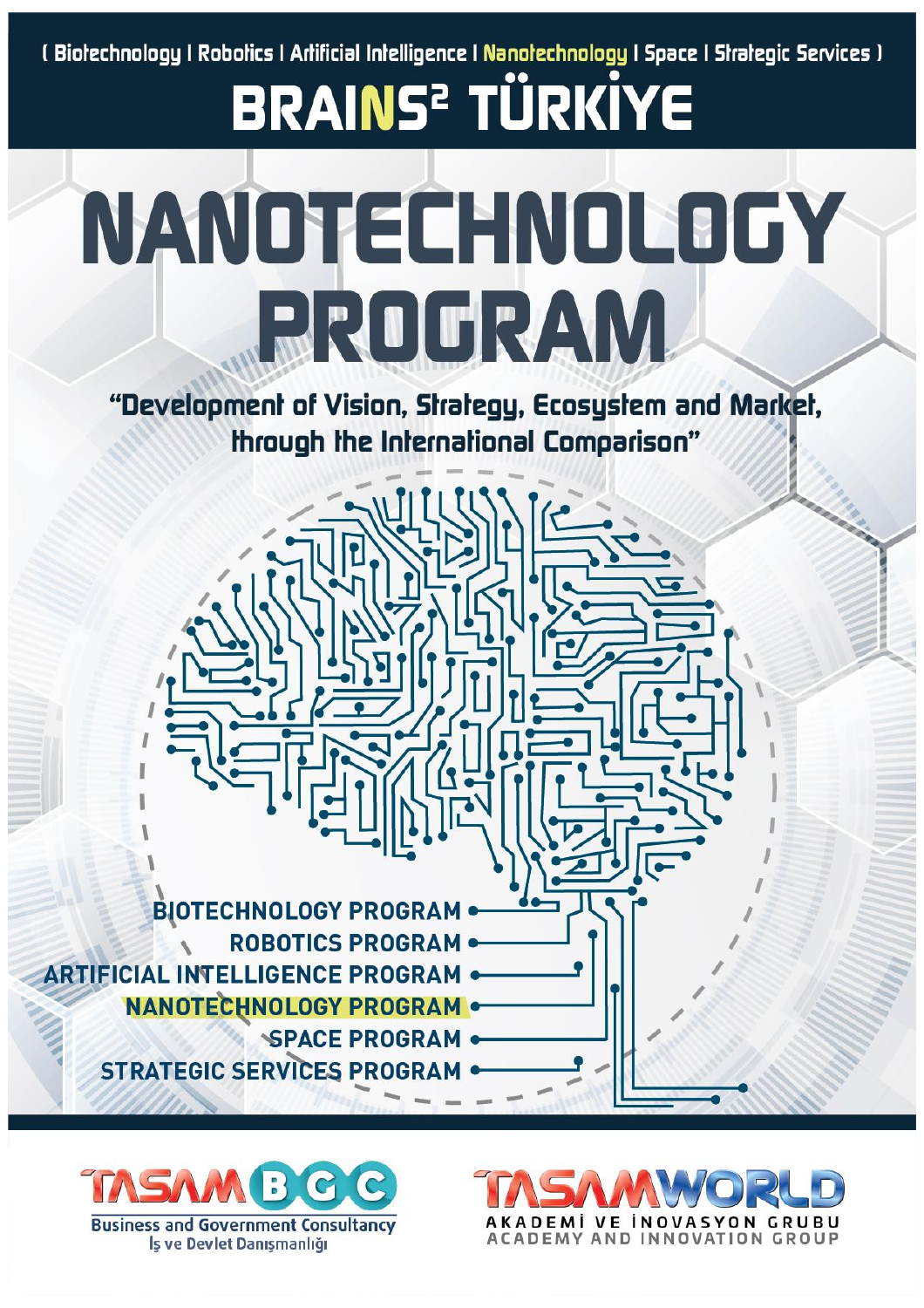( Biotechnology | Robotics | Artificial Intelligence | Nanotechnology | Space | Strategic Services )

# BRAINS² TÜRKİYE

# NANOTECHNOLOGY PROGRAM

**"Development of Vision, Strategy, Ecosystem and Market, through the International Comparison"**

- BIOTECHNOLOGY PROGRAM
- ROBOTICS PROGRAM
- ARTIFICIAL INTELLIGENCE PROGRAM
- NANOTECHNOLOGY PROGRAM
- SPACE PROGRAM
- STRATEGIC SERVICES PROGRAM

TASAM BGC
Business and Government Consultancy
İş ve Devlet Danışmanlığı

TASAMWORLD
AKADEMİ VE İNOVASYON GRUBU
ACADEMY AND INNOVATION GROUP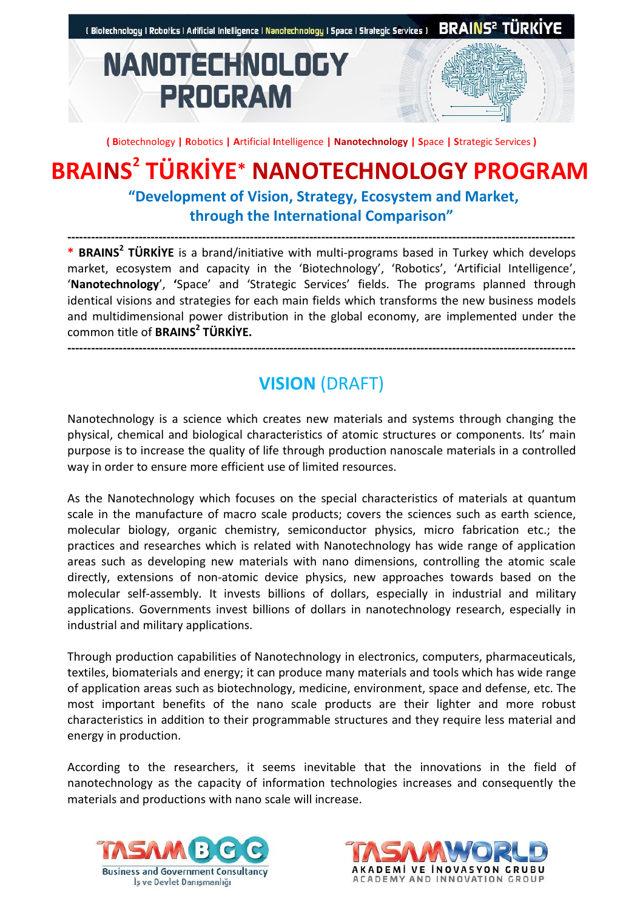( **B**iotechnology | **R**obotics | **A**rtificial **I**ntelligence | **Nanotechnology** | **S**pace | **S**trategic Services )

# BRAINS² TÜRKİYE* NANOTECHNOLOGY PROGRAM

### "Development of Vision, Strategy, Ecosystem and Market, through the International Comparison"

---

* **BRAINS² TÜRKİYE** is a brand/initiative with multi-programs based in Turkey which develops market, ecosystem and capacity in the 'Biotechnology', 'Robotics', 'Artificial Intelligence', '**Nanotechnology**', **'**Space' and 'Strategic Services' fields. The programs planned through identical visions and strategies for each main fields which transforms the new business models and multidimensional power distribution in the global economy, are implemented under the common title of **BRAINS² TÜRKİYE.**

---

## VISION (DRAFT)

Nanotechnology is a science which creates new materials and systems through changing the physical, chemical and biological characteristics of atomic structures or components. Its' main purpose is to increase the quality of life through production nanoscale materials in a controlled way in order to ensure more efficient use of limited resources.

As the Nanotechnology which focuses on the special characteristics of materials at quantum scale in the manufacture of macro scale products; covers the sciences such as earth science, molecular biology, organic chemistry, semiconductor physics, micro fabrication etc.; the practices and researches which is related with Nanotechnology has wide range of application areas such as developing new materials with nano dimensions, controlling the atomic scale directly, extensions of non-atomic device physics, new approaches towards based on the molecular self-assembly. It invests billions of dollars, especially in industrial and military applications. Governments invest billions of dollars in nanotechnology research, especially in industrial and military applications.

Through production capabilities of Nanotechnology in electronics, computers, pharmaceuticals, textiles, biomaterials and energy; it can produce many materials and tools which has wide range of application areas such as biotechnology, medicine, environment, space and defense, etc. The most important benefits of the nano scale products are their lighter and more robust characteristics in addition to their programmable structures and they require less material and energy in production.

According to the researchers, it seems inevitable that the innovations in the field of nanotechnology as the capacity of information technologies increases and consequently the materials and productions with nano scale will increase.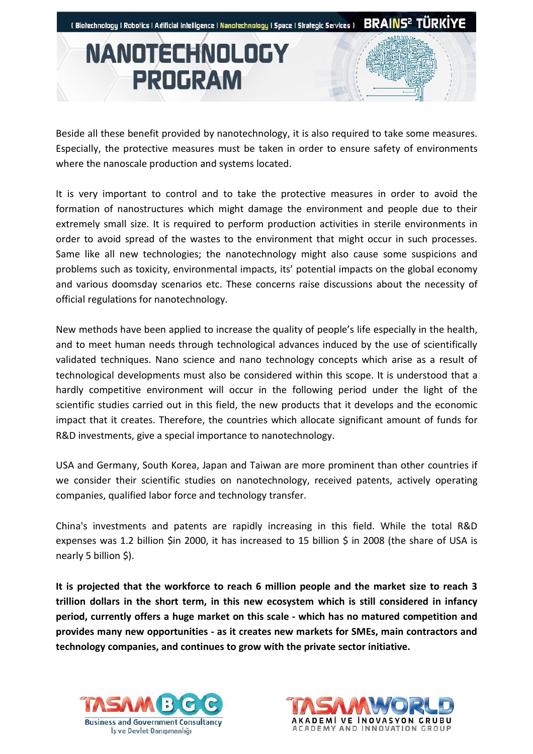Beside all these benefit provided by nanotechnology, it is also required to take some measures. Especially, the protective measures must be taken in order to ensure safety of environments where the nanoscale production and systems located.

It is very important to control and to take the protective measures in order to avoid the formation of nanostructures which might damage the environment and people due to their extremely small size. It is required to perform production activities in sterile environments in order to avoid spread of the wastes to the environment that might occur in such processes. Same like all new technologies; the nanotechnology might also cause some suspicions and problems such as toxicity, environmental impacts, its' potential impacts on the global economy and various doomsday scenarios etc. These concerns raise discussions about the necessity of official regulations for nanotechnology.

New methods have been applied to increase the quality of people's life especially in the health, and to meet human needs through technological advances induced by the use of scientifically validated techniques. Nano science and nano technology concepts which arise as a result of technological developments must also be considered within this scope. It is understood that a hardly competitive environment will occur in the following period under the light of the scientific studies carried out in this field, the new products that it develops and the economic impact that it creates. Therefore, the countries which allocate significant amount of funds for R&D investments, give a special importance to nanotechnology.

USA and Germany, South Korea, Japan and Taiwan are more prominent than other countries if we consider their scientific studies on nanotechnology, received patents, actively operating companies, qualified labor force and technology transfer.

China's investments and patents are rapidly increasing in this field. While the total R&D expenses was 1.2 billion $in 2000, it has increased to 15 billion $ in 2008 (the share of USA is nearly 5 billion $).

**It is projected that the workforce to reach 6 million people and the market size to reach 3 trillion dollars in the short term, in this new ecosystem which is still considered in infancy period, currently offers a huge market on this scale - which has no matured competition and provides many new opportunities - as it creates new markets for SMEs, main contractors and technology companies, and continues to grow with the private sector initiative.**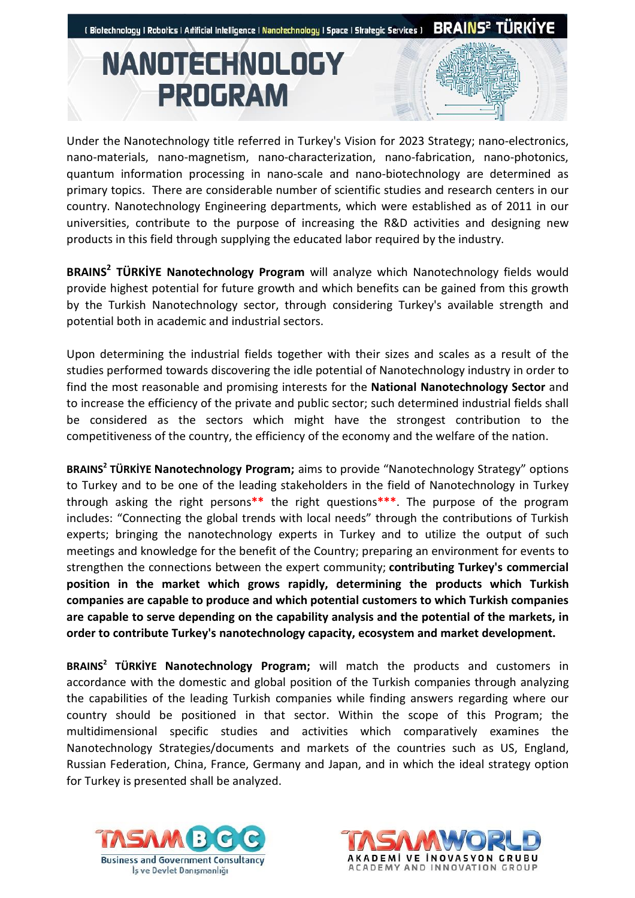# NANOTECHNOLOGY PROGRAM

Under the Nanotechnology title referred in Turkey's Vision for 2023 Strategy; nano-electronics, nano-materials, nano-magnetism, nano-characterization, nano-fabrication, nano-photonics, quantum information processing in nano-scale and nano-biotechnology are determined as primary topics. There are considerable number of scientific studies and research centers in our country. Nanotechnology Engineering departments, which were established as of 2011 in our universities, contribute to the purpose of increasing the R&D activities and designing new products in this field through supplying the educated labor required by the industry.

**BRAINS$^2$ TÜRKİYE Nanotechnology Program** will analyze which Nanotechnology fields would provide highest potential for future growth and which benefits can be gained from this growth by the Turkish Nanotechnology sector, through considering Turkey's available strength and potential both in academic and industrial sectors.

Upon determining the industrial fields together with their sizes and scales as a result of the studies performed towards discovering the idle potential of Nanotechnology industry in order to find the most reasonable and promising interests for the **National Nanotechnology Sector** and to increase the efficiency of the private and public sector; such determined industrial fields shall be considered as the sectors which might have the strongest contribution to the competitiveness of the country, the efficiency of the economy and the welfare of the nation.

**BRAINS$^2$ TÜRKİYE Nanotechnology Program;** aims to provide "Nanotechnology Strategy" options to Turkey and to be one of the leading stakeholders in the field of Nanotechnology in Turkey through asking the right persons** the right questions***. The purpose of the program includes: "Connecting the global trends with local needs" through the contributions of Turkish experts; bringing the nanotechnology experts in Turkey and to utilize the output of such meetings and knowledge for the benefit of the Country; preparing an environment for events to strengthen the connections between the expert community; **contributing Turkey's commercial position in the market which grows rapidly, determining the products which Turkish companies are capable to produce and which potential customers to which Turkish companies are capable to serve depending on the capability analysis and the potential of the markets, in order to contribute Turkey's nanotechnology capacity, ecosystem and market development.**

**BRAINS$^2$ TÜRKİYE Nanotechnology Program;** will match the products and customers in accordance with the domestic and global position of the Turkish companies through analyzing the capabilities of the leading Turkish companies while finding answers regarding where our country should be positioned in that sector. Within the scope of this Program; the multidimensional specific studies and activities which comparatively examines the Nanotechnology Strategies/documents and markets of the countries such as US, England, Russian Federation, China, France, Germany and Japan, and in which the ideal strategy option for Turkey is presented shall be analyzed.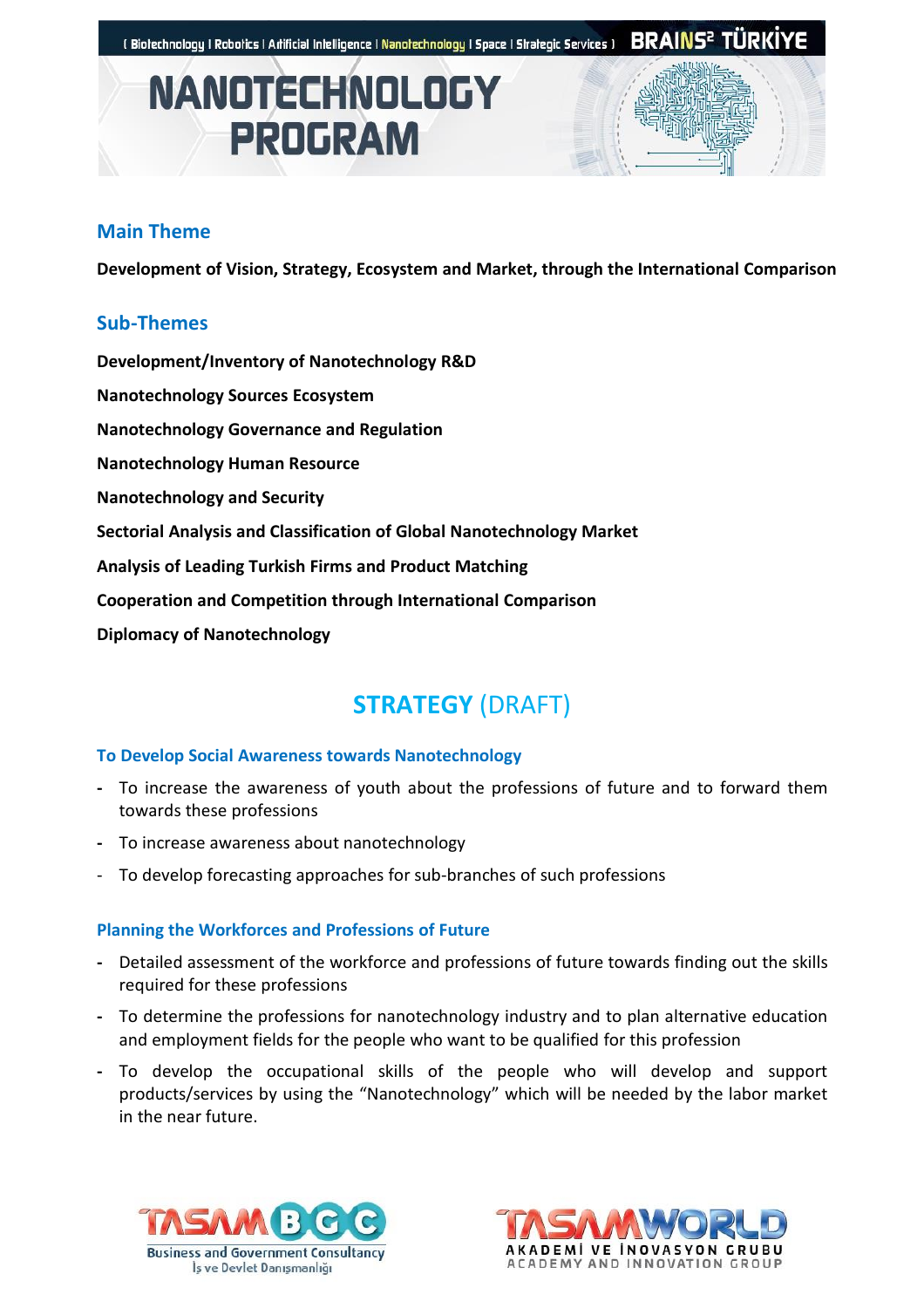# NANOTECHNOLOGY PROGRAM

## Main Theme

**Development of Vision, Strategy, Ecosystem and Market, through the International Comparison**

## Sub-Themes

**Development/Inventory of Nanotechnology R&D**

**Nanotechnology Sources Ecosystem**

**Nanotechnology Governance and Regulation**

**Nanotechnology Human Resource**

**Nanotechnology and Security**

**Sectorial Analysis and Classification of Global Nanotechnology Market**

**Analysis of Leading Turkish Firms and Product Matching**

**Cooperation and Competition through International Comparison**

**Diplomacy of Nanotechnology**

## STRATEGY (DRAFT)

### To Develop Social Awareness towards Nanotechnology

- To increase the awareness of youth about the professions of future and to forward them towards these professions
- To increase awareness about nanotechnology
- To develop forecasting approaches for sub-branches of such professions

### Planning the Workforces and Professions of Future

- Detailed assessment of the workforce and professions of future towards finding out the skills required for these professions
- To determine the professions for nanotechnology industry and to plan alternative education and employment fields for the people who want to be qualified for this profession
- To develop the occupational skills of the people who will develop and support products/services by using the "Nanotechnology" which will be needed by the labor market in the near future.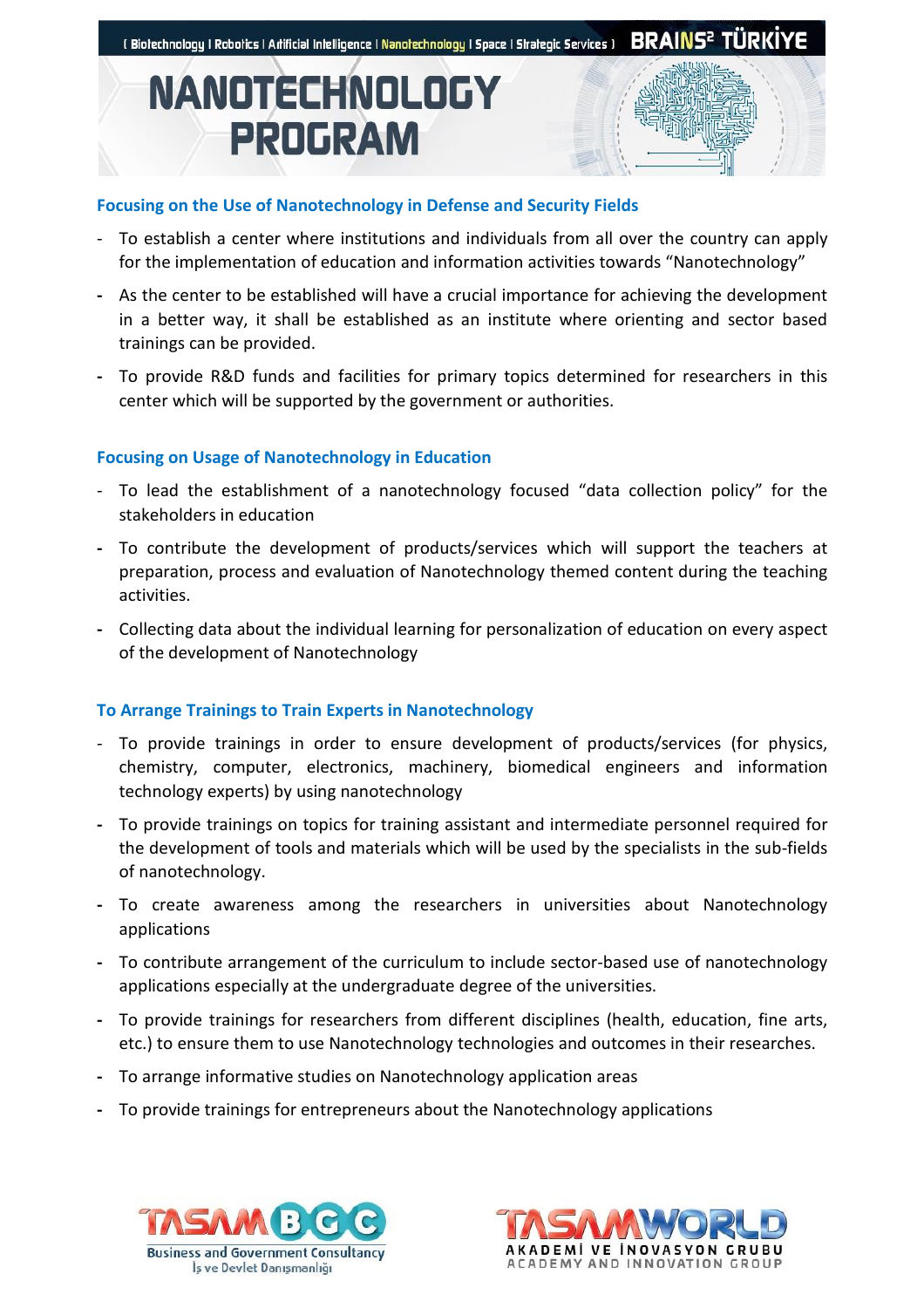# NANOTECHNOLOGY PROGRAM

### Focusing on the Use of Nanotechnology in Defense and Security Fields

- To establish a center where institutions and individuals from all over the country can apply for the implementation of education and information activities towards "Nanotechnology"
- As the center to be established will have a crucial importance for achieving the development in a better way, it shall be established as an institute where orienting and sector based trainings can be provided.
- To provide R&D funds and facilities for primary topics determined for researchers in this center which will be supported by the government or authorities.

### Focusing on Usage of Nanotechnology in Education

- To lead the establishment of a nanotechnology focused "data collection policy" for the stakeholders in education
- To contribute the development of products/services which will support the teachers at preparation, process and evaluation of Nanotechnology themed content during the teaching activities.
- Collecting data about the individual learning for personalization of education on every aspect of the development of Nanotechnology

### To Arrange Trainings to Train Experts in Nanotechnology

- To provide trainings in order to ensure development of products/services (for physics, chemistry, computer, electronics, machinery, biomedical engineers and information technology experts) by using nanotechnology
- To provide trainings on topics for training assistant and intermediate personnel required for the development of tools and materials which will be used by the specialists in the sub-fields of nanotechnology.
- To create awareness among the researchers in universities about Nanotechnology applications
- To contribute arrangement of the curriculum to include sector-based use of nanotechnology applications especially at the undergraduate degree of the universities.
- To provide trainings for researchers from different disciplines (health, education, fine arts, etc.) to ensure them to use Nanotechnology technologies and outcomes in their researches.
- To arrange informative studies on Nanotechnology application areas
- To provide trainings for entrepreneurs about the Nanotechnology applications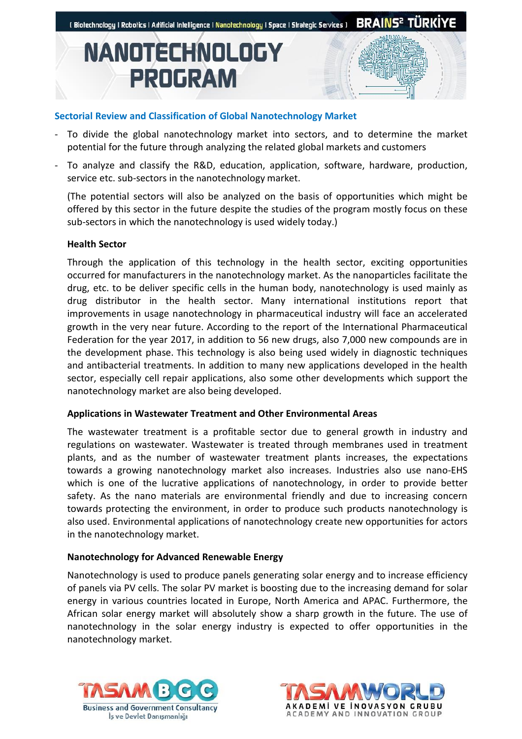## Sectorial Review and Classification of Global Nanotechnology Market

- To divide the global nanotechnology market into sectors, and to determine the market potential for the future through analyzing the related global markets and customers
- To analyze and classify the R&D, education, application, software, hardware, production, service etc. sub-sectors in the nanotechnology market.

(The potential sectors will also be analyzed on the basis of opportunities which might be offered by this sector in the future despite the studies of the program mostly focus on these sub-sectors in which the nanotechnology is used widely today.)

### Health Sector

Through the application of this technology in the health sector, exciting opportunities occurred for manufacturers in the nanotechnology market. As the nanoparticles facilitate the drug, etc. to be deliver specific cells in the human body, nanotechnology is used mainly as drug distributor in the health sector. Many international institutions report that improvements in usage nanotechnology in pharmaceutical industry will face an accelerated growth in the very near future. According to the report of the International Pharmaceutical Federation for the year 2017, in addition to 56 new drugs, also 7,000 new compounds are in the development phase. This technology is also being used widely in diagnostic techniques and antibacterial treatments. In addition to many new applications developed in the health sector, especially cell repair applications, also some other developments which support the nanotechnology market are also being developed.

### Applications in Wastewater Treatment and Other Environmental Areas

The wastewater treatment is a profitable sector due to general growth in industry and regulations on wastewater. Wastewater is treated through membranes used in treatment plants, and as the number of wastewater treatment plants increases, the expectations towards a growing nanotechnology market also increases. Industries also use nano-EHS which is one of the lucrative applications of nanotechnology, in order to provide better safety. As the nano materials are environmental friendly and due to increasing concern towards protecting the environment, in order to produce such products nanotechnology is also used. Environmental applications of nanotechnology create new opportunities for actors in the nanotechnology market.

### Nanotechnology for Advanced Renewable Energy

Nanotechnology is used to produce panels generating solar energy and to increase efficiency of panels via PV cells. The solar PV market is boosting due to the increasing demand for solar energy in various countries located in Europe, North America and APAC. Furthermore, the African solar energy market will absolutely show a sharp growth in the future. The use of nanotechnology in the solar energy industry is expected to offer opportunities in the nanotechnology market.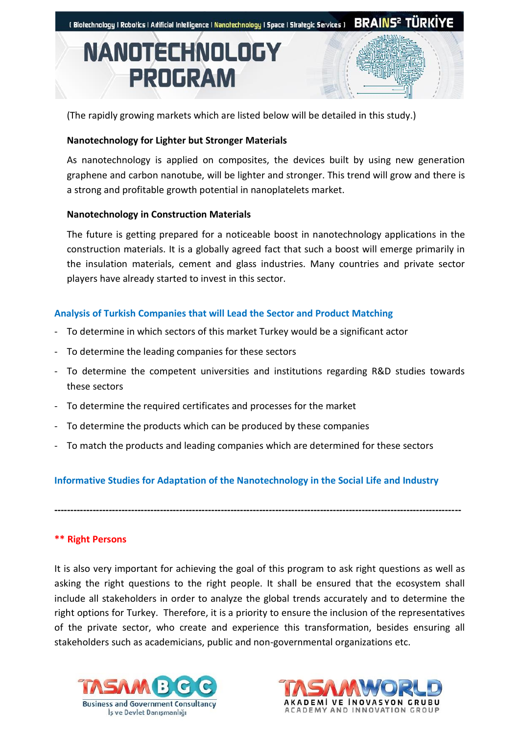# NANOTECHNOLOGY PROGRAM

(The rapidly growing markets which are listed below will be detailed in this study.)

**Nanotechnology for Lighter but Stronger Materials**

As nanotechnology is applied on composites, the devices built by using new generation graphene and carbon nanotube, will be lighter and stronger. This trend will grow and there is a strong and profitable growth potential in nanoplatelets market.

**Nanotechnology in Construction Materials**

The future is getting prepared for a noticeable boost in nanotechnology applications in the construction materials. It is a globally agreed fact that such a boost will emerge primarily in the insulation materials, cement and glass industries. Many countries and private sector players have already started to invest in this sector.

## Analysis of Turkish Companies that will Lead the Sector and Product Matching

- To determine in which sectors of this market Turkey would be a significant actor
- To determine the leading companies for these sectors
- To determine the competent universities and institutions regarding R&D studies towards these sectors
- To determine the required certificates and processes for the market
- To determine the products which can be produced by these companies
- To match the products and leading companies which are determined for these sectors

## Informative Studies for Adaptation of the Nanotechnology in the Social Life and Industry

---

## ** Right Persons

It is also very important for achieving the goal of this program to ask right questions as well as asking the right questions to the right people. It shall be ensured that the ecosystem shall include all stakeholders in order to analyze the global trends accurately and to determine the right options for Turkey. Therefore, it is a priority to ensure the inclusion of the representatives of the private sector, who create and experience this transformation, besides ensuring all stakeholders such as academicians, public and non-governmental organizations etc.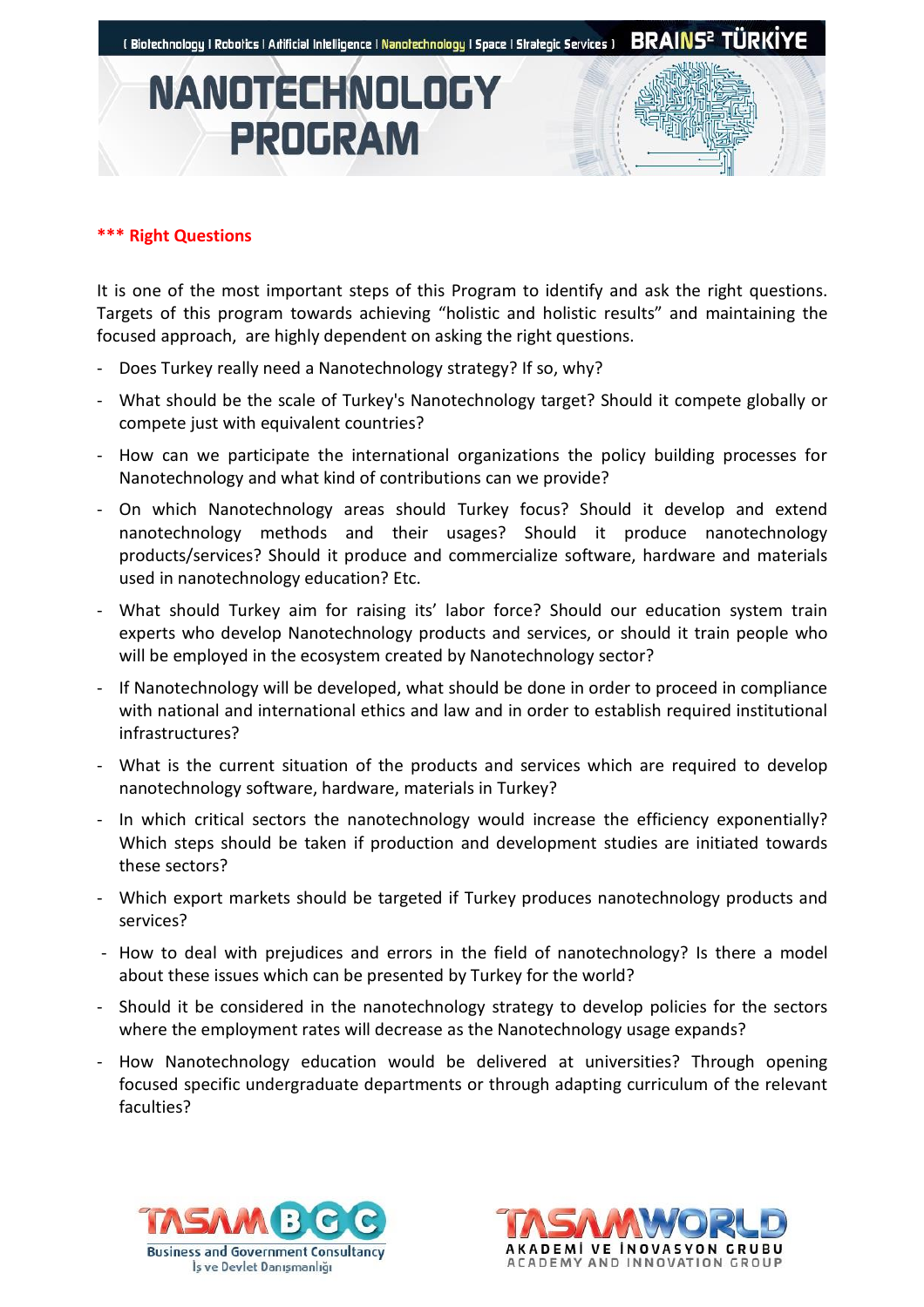# NANOTECHNOLOGY PROGRAM

**\*\*\* Right Questions**

It is one of the most important steps of this Program to identify and ask the right questions. Targets of this program towards achieving "holistic and holistic results" and maintaining the focused approach, are highly dependent on asking the right questions.

- Does Turkey really need a Nanotechnology strategy? If so, why?
- What should be the scale of Turkey's Nanotechnology target? Should it compete globally or compete just with equivalent countries?
- How can we participate the international organizations the policy building processes for Nanotechnology and what kind of contributions can we provide?
- On which Nanotechnology areas should Turkey focus? Should it develop and extend nanotechnology methods and their usages? Should it produce nanotechnology products/services? Should it produce and commercialize software, hardware and materials used in nanotechnology education? Etc.
- What should Turkey aim for raising its' labor force? Should our education system train experts who develop Nanotechnology products and services, or should it train people who will be employed in the ecosystem created by Nanotechnology sector?
- If Nanotechnology will be developed, what should be done in order to proceed in compliance with national and international ethics and law and in order to establish required institutional infrastructures?
- What is the current situation of the products and services which are required to develop nanotechnology software, hardware, materials in Turkey?
- In which critical sectors the nanotechnology would increase the efficiency exponentially? Which steps should be taken if production and development studies are initiated towards these sectors?
- Which export markets should be targeted if Turkey produces nanotechnology products and services?
- How to deal with prejudices and errors in the field of nanotechnology? Is there a model about these issues which can be presented by Turkey for the world?
- Should it be considered in the nanotechnology strategy to develop policies for the sectors where the employment rates will decrease as the Nanotechnology usage expands?
- How Nanotechnology education would be delivered at universities? Through opening focused specific undergraduate departments or through adapting curriculum of the relevant faculties?